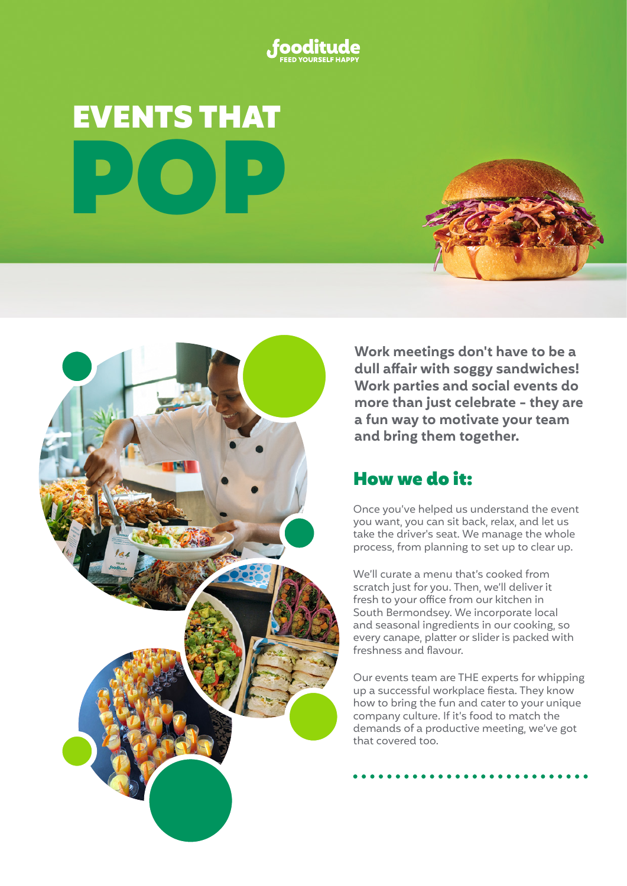fooditude

FEED YOURSELF HAPPY

# EVENTS THAT POP

**Work meetings don't have to be a dull affair with soggy sandwiches! Work parties and social events do more than just celebrate - they are a fun way to motivate your team and bring them together.**

## How we do it:

Once you've helped us understand the event you want, you can sit back, relax, and let us take the driver's seat. We manage the whole process, from planning to set up to clear up.

We'll curate a menu that's cooked from scratch just for you. Then, we'll deliver it fresh to your office from our kitchen in South Bermondsey. We incorporate local and seasonal ingredients in our cooking, so every canape, platter or slider is packed with freshness and flavour.

Our events team are THE experts for whipping up a successful workplace fiesta. They know how to bring the fun and cater to your unique company culture. If it's food to match the demands of a productive meeting, we've got that covered too.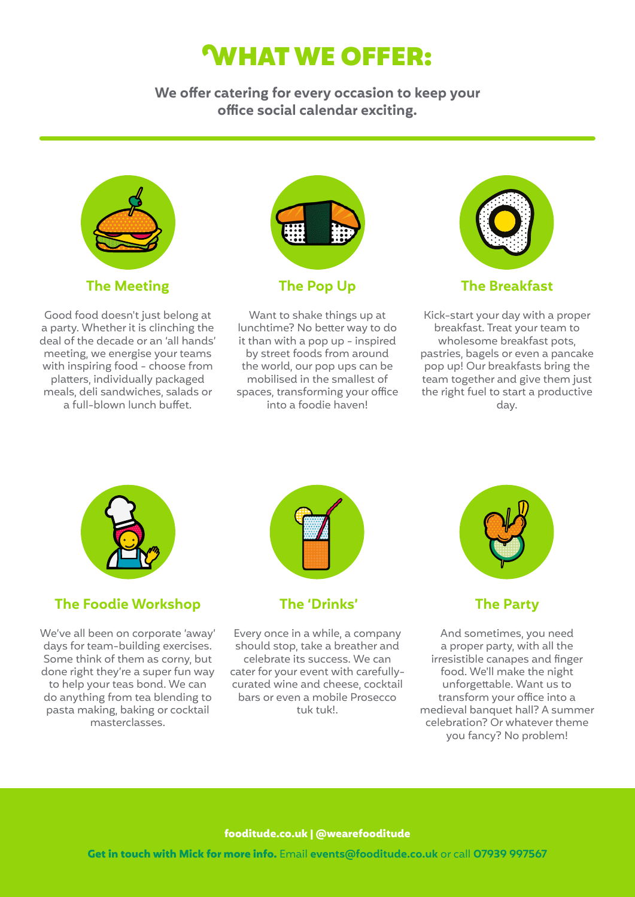# WHAT WE OFFER:

**We offer catering for every occasion to keep your office social calendar exciting.**

## The Meeting

Good food doesn't just belong at a party. Whether it is clinching the deal of the decade or an 'all hands' meeting, we energise your teams with inspiring food - choose from platters, individually packaged meals, deli sandwiches, salads or a full-blown lunch buffet.

## The Pop Up

Want to shake things up at lunchtime? No better way to do it than with a pop up - inspired by street foods from around the world, our pop ups can be mobilised in the smallest of spaces, transforming your office into a foodie haven!

## The Breakfast

Kick-start your day with a proper breakfast. Treat your team to wholesome breakfast pots, pastries, bagels or even a pancake pop up! Our breakfasts bring the team together and give them just the right fuel to start a productive day.

## The Foodie Workshop

We've all been on corporate 'away' days for team-building exercises. Some think of them as corny, but done right they're a super fun way to help your teas bond. We can do anything from tea blending to pasta making, baking or cocktail masterclasses.

## The 'Drinks'

Every once in a while, a company should stop, take a breather and celebrate its success. We can cater for your event with carefully-curated wine and cheese, cocktail bars or even a mobile Prosecco tuk tuk!.

## The Party

And sometimes, you need a proper party, with all the irresistible canapes and finger food. We'll make the night unforgettable. Want us to transform your office into a medieval banquet hall? A summer celebration? Or whatever theme you fancy? No problem!

**fooditude.co.uk | @wearefooditude**

**Get in touch with Mick for more info.** Email **events@fooditude.co.uk** or call **07939 997567**